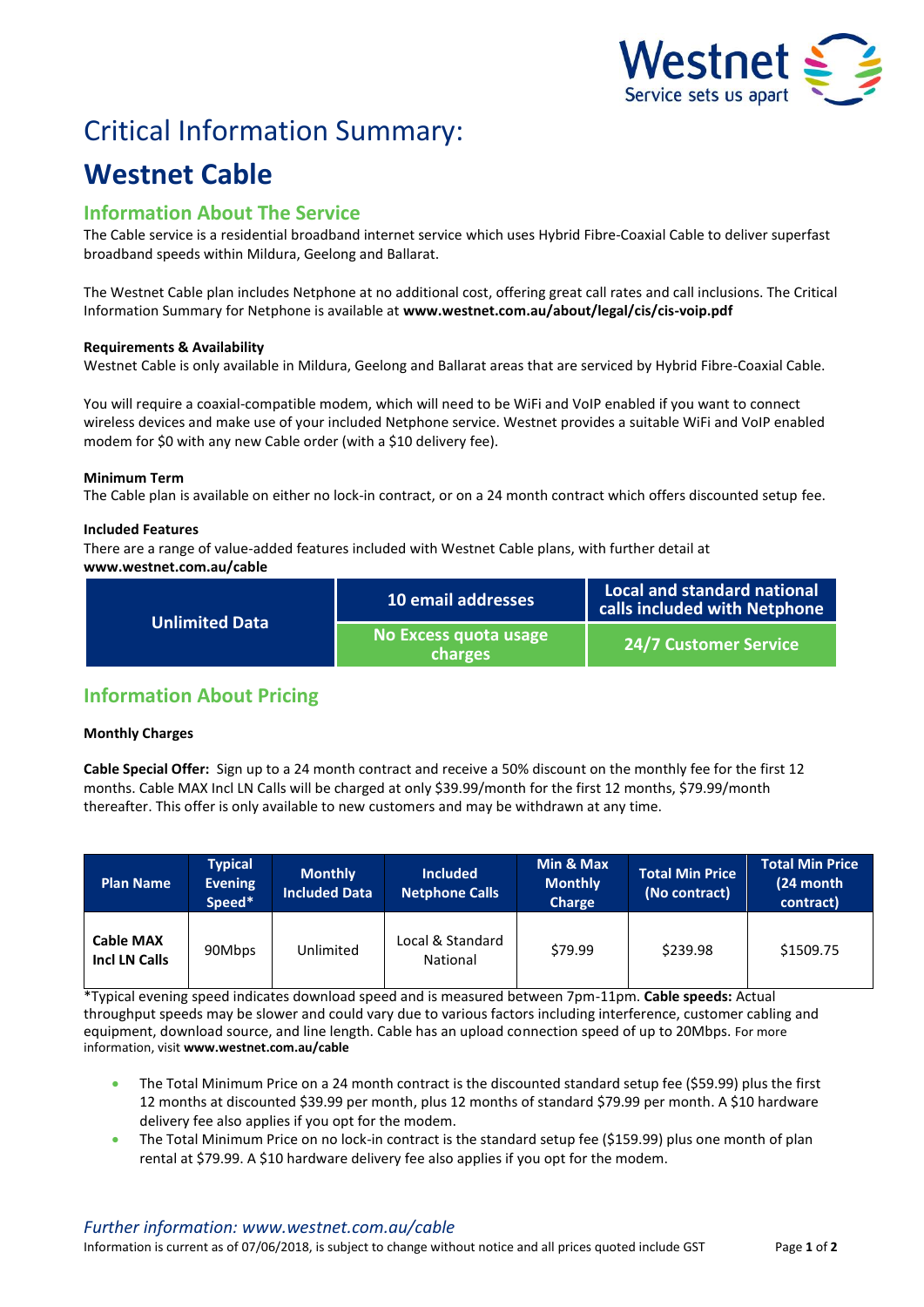# Critical Information Summary:

# Westnet Cable

## Information About The Service

The Cable service is a residential broadband internet service which uses Hybrid Fibre-Coaxial Cable to deliver superfast broadband speeds within Mildura, Geelong and Ballarat.

The Westnet Cable plan includes Netphone at no additional cost, offering great call rates and call inclusions. The Critical Information Summary for Netphone is available at **www.westnet.com.au/about/legal/cis/cis-voip.pdf**

**Requirements & Availability**

Westnet Cable is only available in Mildura, Geelong and Ballarat areas that are serviced by Hybrid Fibre-Coaxial Cable.

You will require a coaxial-compatible modem, which will need to be WiFi and VoIP enabled if you want to connect wireless devices and make use of your included Netphone service. Westnet provides a suitable WiFi and VoIP enabled modem for $0 with any new Cable order (with a $10 delivery fee).

**Minimum Term**

The Cable plan is available on either no lock-in contract, or on a 24 month contract which offers discounted setup fee.

**Included Features**

There are a range of value-added features included with Westnet Cable plans, with further detail at **www.westnet.com.au/cable**

| Unlimited Data | 10 email addresses | Local and standard national calls included with Netphone |
|---|---|---|
| | No Excess quota usage charges | 24/7 Customer Service |

## Information About Pricing

**Monthly Charges**

**Cable Special Offer:** Sign up to a 24 month contract and receive a 50% discount on the monthly fee for the first 12 months. Cable MAX Incl LN Calls will be charged at only $39.99/month for the first 12 months, $79.99/month thereafter. This offer is only available to new customers and may be withdrawn at any time.

| Plan Name | Typical Evening Speed* | Monthly Included Data | Included Netphone Calls | Min & Max Monthly Charge | Total Min Price (No contract) | Total Min Price (24 month contract) |
|---|---|---|---|---|---|---|
| **Cable MAX Incl LN Calls** | 90Mbps | Unlimited | Local & Standard National | $79.99 | $239.98 | $1509.75 |

*Typical evening speed indicates download speed and is measured between 7pm-11pm. **Cable speeds:** Actual throughput speeds may be slower and could vary due to various factors including interference, customer cabling and equipment, download source, and line length. Cable has an upload connection speed of up to 20Mbps. For more information, visit **www.westnet.com.au/cable**

- The Total Minimum Price on a 24 month contract is the discounted standard setup fee ($59.99) plus the first 12 months at discounted $39.99 per month, plus 12 months of standard $79.99 per month. A $10 hardware delivery fee also applies if you opt for the modem.
- The Total Minimum Price on no lock-in contract is the standard setup fee ($159.99) plus one month of plan rental at $79.99. A $10 hardware delivery fee also applies if you opt for the modem.

*Further information: www.westnet.com.au/cable*

Information is current as of 07/06/2018, is subject to change without notice and all prices quoted include GST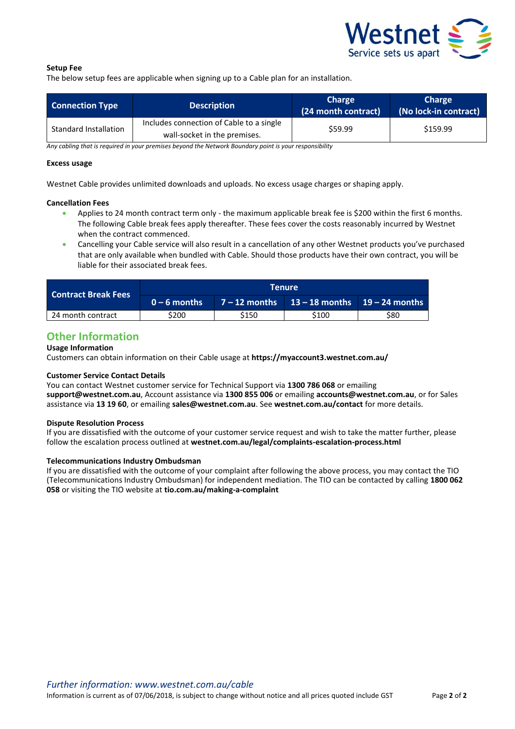**Setup Fee**

The below setup fees are applicable when signing up to a Cable plan for an installation.

| Connection Type | Description | Charge (24 month contract) | Charge (No lock-in contract) |
| --- | --- | --- | --- |
| Standard Installation | Includes connection of Cable to a single wall-socket in the premises. | $59.99 | $159.99 |

*Any cabling that is required in your premises beyond the Network Boundary point is your responsibility*

**Excess usage**

Westnet Cable provides unlimited downloads and uploads. No excess usage charges or shaping apply.

**Cancellation Fees**

- Applies to 24 month contract term only - the maximum applicable break fee is $200 within the first 6 months. The following Cable break fees apply thereafter. These fees cover the costs reasonably incurred by Westnet when the contract commenced.
- Cancelling your Cable service will also result in a cancellation of any other Westnet products you've purchased that are only available when bundled with Cable. Should those products have their own contract, you will be liable for their associated break fees.

| Contract Break Fees | Tenure | | | |
| --- | --- | --- | --- | --- |
| | 0 – 6 months | 7 – 12 months | 13 – 18 months | 19 – 24 months |
| 24 month contract | $200 | $150 | $100 | $80 |

## Other Information

**Usage Information**

Customers can obtain information on their Cable usage at **https://myaccount3.westnet.com.au/**

**Customer Service Contact Details**

You can contact Westnet customer service for Technical Support via **1300 786 068** or emailing **support@westnet.com.au**, Account assistance via **1300 855 006** or emailing **accounts@westnet.com.au**, or for Sales assistance via **13 19 60**, or emailing **sales@westnet.com.au**. See **westnet.com.au/contact** for more details.

**Dispute Resolution Process**

If you are dissatisfied with the outcome of your customer service request and wish to take the matter further, please follow the escalation process outlined at **westnet.com.au/legal/complaints-escalation-process.html**

**Telecommunications Industry Ombudsman**

If you are dissatisfied with the outcome of your complaint after following the above process, you may contact the TIO (Telecommunications Industry Ombudsman) for independent mediation. The TIO can be contacted by calling **1800 062 058** or visiting the TIO website at **tio.com.au/making-a-complaint**

*Further information: www.westnet.com.au/cable*

Information is current as of 07/06/2018, is subject to change without notice and all prices quoted include GST